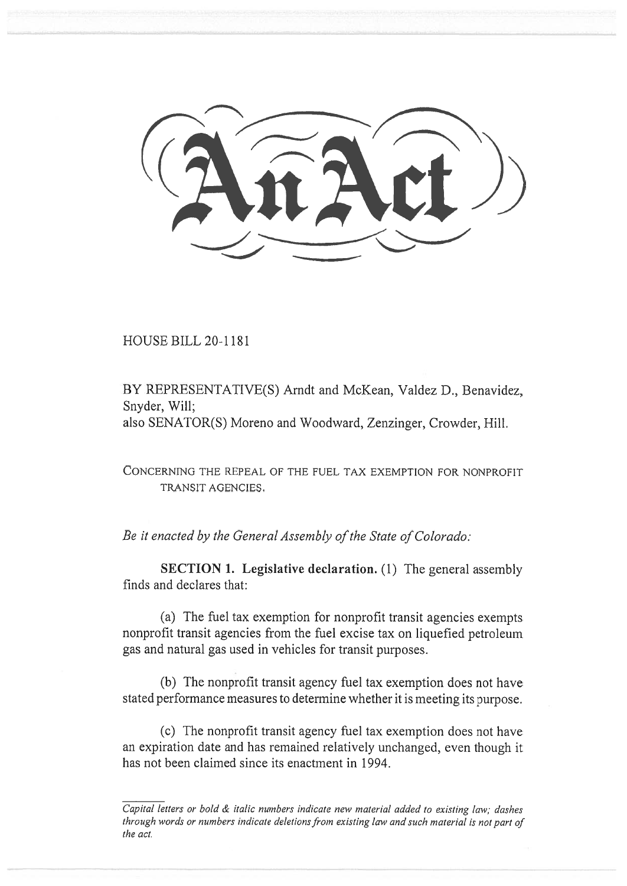# An Act

HOUSE BILL 20-1181

BY REPRESENTATIVE(S) Arndt and McKean, Valdez D., Benavidez, Snyder, Will;
also SENATOR(S) Moreno and Woodward, Zenzinger, Crowder, Hill.

CONCERNING THE REPEAL OF THE FUEL TAX EXEMPTION FOR NONPROFIT TRANSIT AGENCIES.

*Be it enacted by the General Assembly of the State of Colorado:*

**SECTION 1. Legislative declaration.** (1) The general assembly finds and declares that:

(a) The fuel tax exemption for nonprofit transit agencies exempts nonprofit transit agencies from the fuel excise tax on liquefied petroleum gas and natural gas used in vehicles for transit purposes.

(b) The nonprofit transit agency fuel tax exemption does not have stated performance measures to determine whether it is meeting its purpose.

(c) The nonprofit transit agency fuel tax exemption does not have an expiration date and has remained relatively unchanged, even though it has not been claimed since its enactment in 1994.

*Capital letters or bold & italic numbers indicate new material added to existing law; dashes through words or numbers indicate deletions from existing law and such material is not part of the act.*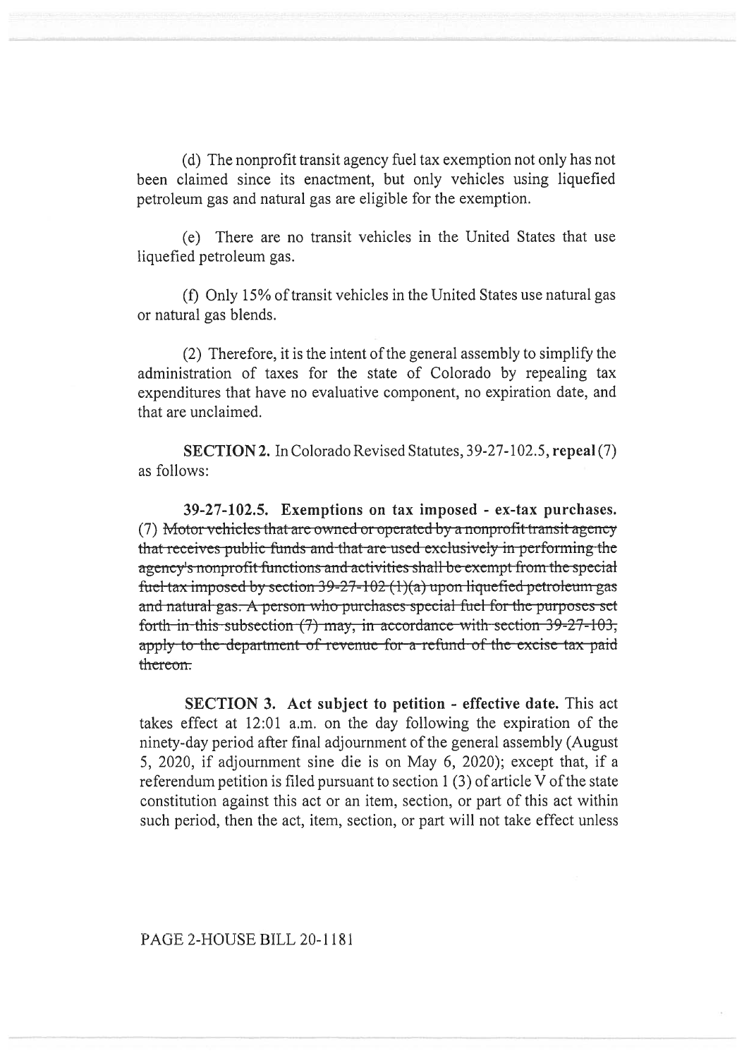(d) The nonprofit transit agency fuel tax exemption not only has not been claimed since its enactment, but only vehicles using liquefied petroleum gas and natural gas are eligible for the exemption.

(e) There are no transit vehicles in the United States that use liquefied petroleum gas.

(f) Only 15% of transit vehicles in the United States use natural gas or natural gas blends.

(2) Therefore, it is the intent of the general assembly to simplify the administration of taxes for the state of Colorado by repealing tax expenditures that have no evaluative component, no expiration date, and that are unclaimed.

**SECTION 2.** In Colorado Revised Statutes, 39-27-102.5, **repeal** (7) as follows:

**39-27-102.5. Exemptions on tax imposed - ex-tax purchases.** (7) ~~Motor vehicles that are owned or operated by a nonprofit transit agency that receives public funds and that are used exclusively in performing the agency's nonprofit functions and activities shall be exempt from the special fuel tax imposed by section 39-27-102 (1)(a) upon liquefied petroleum gas and natural gas. A person who purchases special fuel for the purposes set forth in this subsection (7) may, in accordance with section 39-27-103, apply to the department of revenue for a refund of the excise tax paid thereon.~~

**SECTION 3. Act subject to petition - effective date.** This act takes effect at 12:01 a.m. on the day following the expiration of the ninety-day period after final adjournment of the general assembly (August 5, 2020, if adjournment sine die is on May 6, 2020); except that, if a referendum petition is filed pursuant to section 1 (3) of article V of the state constitution against this act or an item, section, or part of this act within such period, then the act, item, section, or part will not take effect unless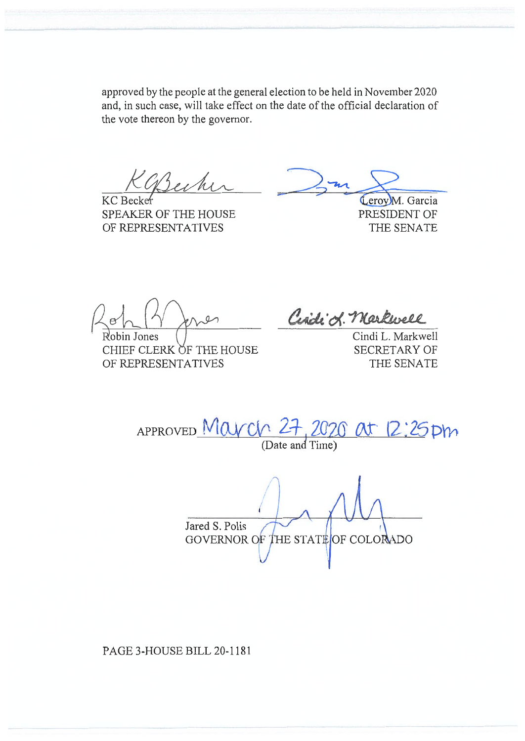approved by the people at the general election to be held in November 2020 and, in such case, will take effect on the date of the official declaration of the vote thereon by the governor.

KC Becker
SPEAKER OF THE HOUSE
OF REPRESENTATIVES

Leroy M. Garcia
PRESIDENT OF
THE SENATE

Robin Jones
CHIEF CLERK OF THE HOUSE
OF REPRESENTATIVES

Cindi L. Markwell
SECRETARY OF
THE SENATE

APPROVED March 27, 2020 at 12:25pm
(Date and Time)

Jared S. Polis
GOVERNOR OF THE STATE OF COLORADO

PAGE 3-HOUSE BILL 20-1181